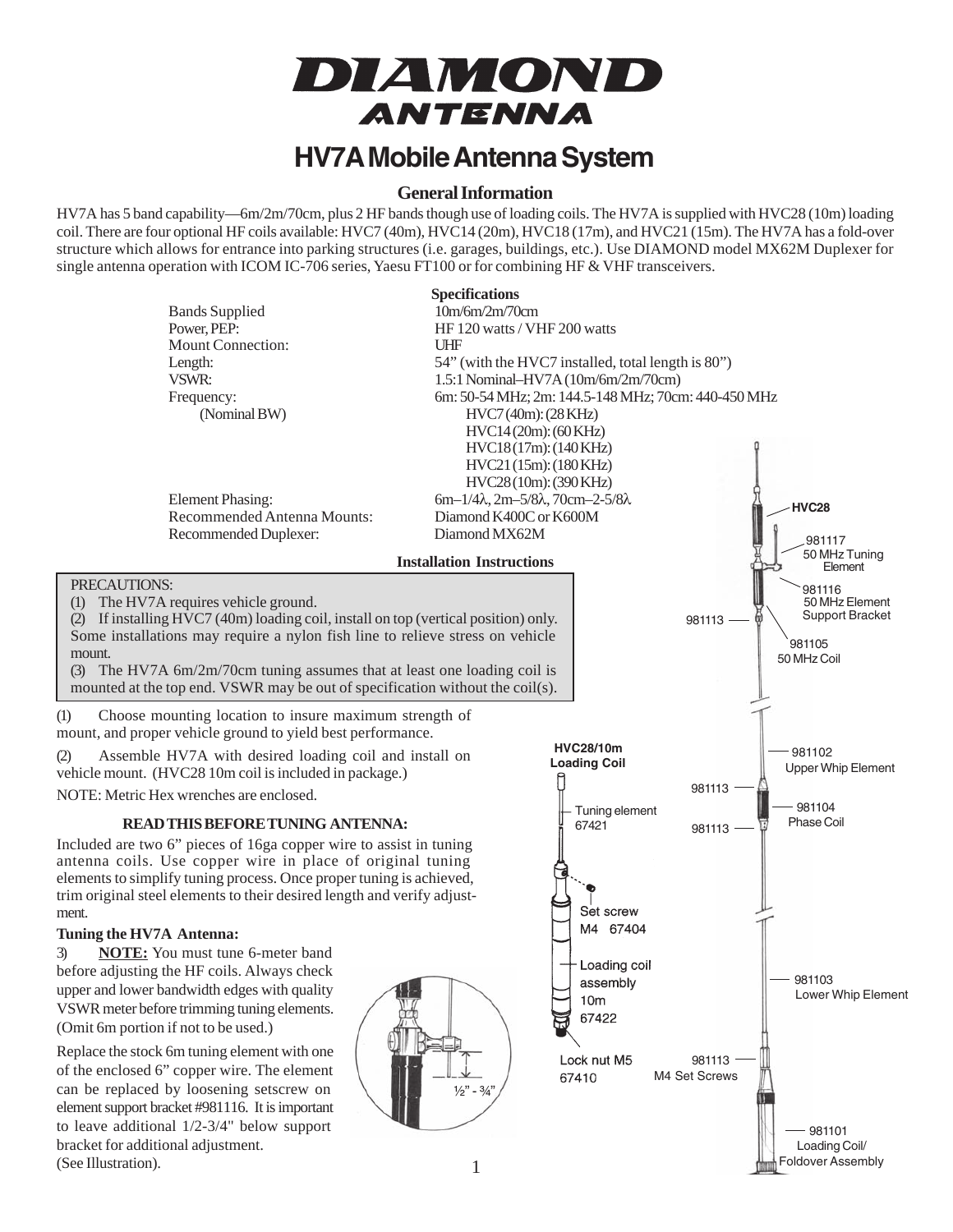# DIAMOND ANTENNA

# HV7A Mobile Antenna System

## General Information

HV7A has 5 band capability—6m/2m/70cm, plus 2 HF bands though use of loading coils. The HV7A is supplied with HVC28 (10m) loading coil. There are four optional HF coils available: HVC7 (40m), HVC14 (20m), HVC18 (17m), and HVC21 (15m). The HV7A has a fold-over structure which allows for entrance into parking structures (i.e. garages, buildings, etc.). Use DIAMOND model MX62M Duplexer for single antenna operation with ICOM IC-706 series, Yaesu FT100 or for combining HF & VHF transceivers.

### Specifications

| | |
|---|---|
| Bands Supplied | 10m/6m/2m/70cm |
| Power, PEP: | HF 120 watts / VHF 200 watts |
| Mount Connection: | UHF |
| Length: | 54" (with the HVC7 installed, total length is 80") |
| VSWR: | 1.5:1 Nominal–HV7A (10m/6m/2m/70cm) |
| Frequency: | 6m: 50-54 MHz; 2m: 144.5-148 MHz; 70cm: 440-450 MHz |
| (Nominal BW) | HVC7 (40m): (28 KHz) |
| | HVC14 (20m): (60 KHz) |
| | HVC18 (17m): (140 KHz) |
| | HVC21 (15m): (180 KHz) |
| | HVC28 (10m): (390 KHz) |
| Element Phasing: | 6m–1/4λ, 2m–5/8λ, 70cm–2-5/8λ |
| Recommended Antenna Mounts: | Diamond K400C or K600M |
| Recommended Duplexer: | Diamond MX62M |

### Installation Instructions

PRECAUTIONS:

(1) The HV7A requires vehicle ground.

(2) If installing HVC7 (40m) loading coil, install on top (vertical position) only. Some installations may require a nylon fish line to relieve stress on vehicle mount.

(3) The HV7A 6m/2m/70cm tuning assumes that at least one loading coil is mounted at the top end. VSWR may be out of specification without the coil(s).

(1) Choose mounting location to insure maximum strength of mount, and proper vehicle ground to yield best performance.

(2) Assemble HV7A with desired loading coil and install on vehicle mount. (HVC28 10m coil is included in package.)

NOTE: Metric Hex wrenches are enclosed.

#### READ THIS BEFORE TUNING ANTENNA:

Included are two 6" pieces of 16ga copper wire to assist in tuning antenna coils. Use copper wire in place of original tuning elements to simplify tuning process. Once proper tuning is achieved, trim original steel elements to their desired length and verify adjustment.

**Tuning the HV7A Antenna:**

3) **NOTE:** You must tune 6-meter band before adjusting the HF coils. Always check upper and lower bandwidth edges with quality VSWR meter before trimming tuning elements. (Omit 6m portion if not to be used.)

Replace the stock 6m tuning element with one of the enclosed 6" copper wire. The element can be replaced by loosening setscrew on element support bracket #981116. It is important to leave additional 1/2-3/4" below support bracket for additional adjustment. (See Illustration).

½" - ¾"

HVC28/10m Loading Coil: Tuning element 67421; Set screw M4 67404; Loading coil assembly 10m 67422; Lock nut M5 67410

HVC28; 981117 50 MHz Tuning Element; 981116 50 MHz Element Support Bracket; 981113; 981105 50 MHz Coil; 981102 Upper Whip Element; 981113; 981104 Phase Coil; 981113; 981103 Lower Whip Element; 981113 M4 Set Screws; 981101 Loading Coil/ Foldover Assembly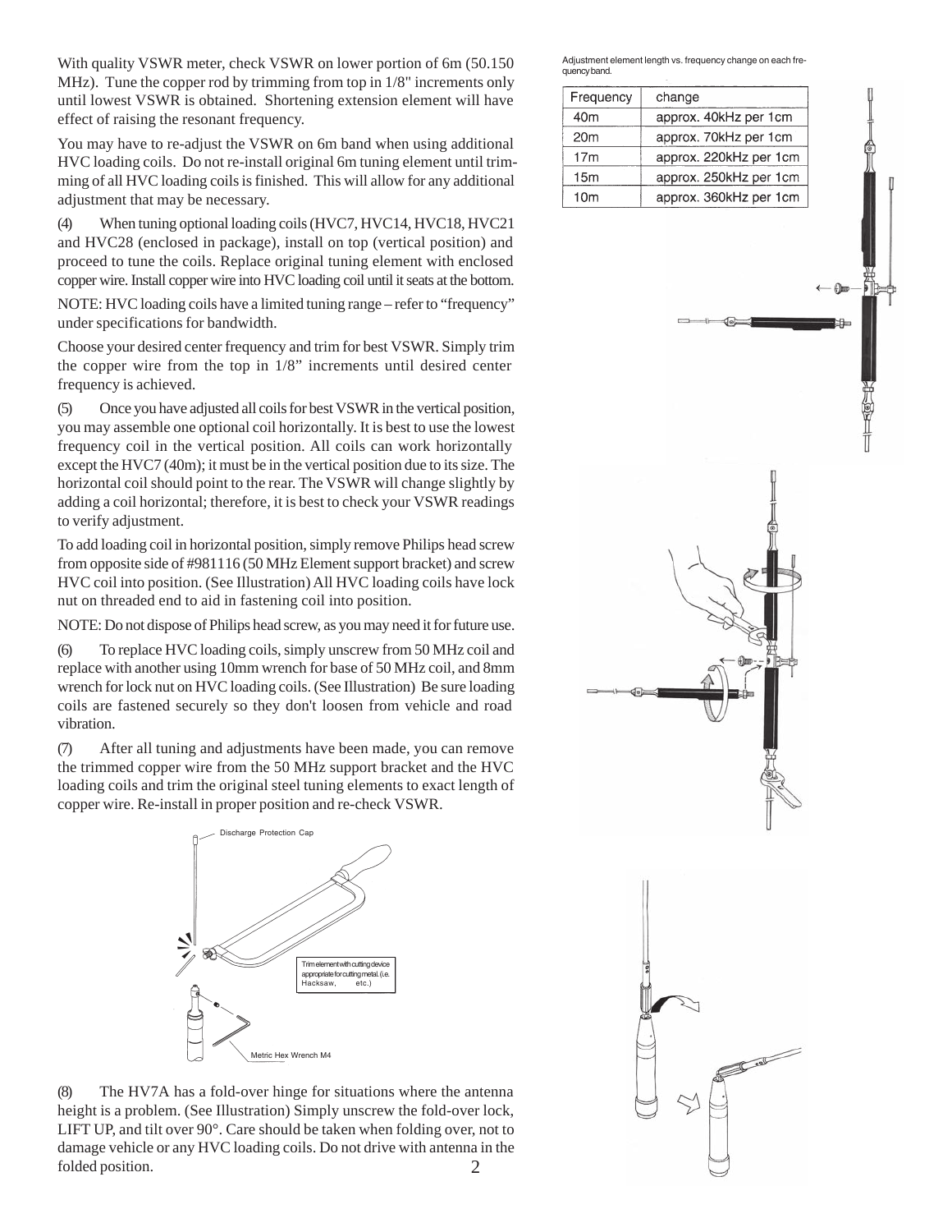With quality VSWR meter, check VSWR on lower portion of 6m (50.150 MHz). Tune the copper rod by trimming from top in 1/8" increments only until lowest VSWR is obtained. Shortening extension element will have effect of raising the resonant frequency.

You may have to re-adjust the VSWR on 6m band when using additional HVC loading coils. Do not re-install original 6m tuning element until trimming of all HVC loading coils is finished. This will allow for any additional adjustment that may be necessary.

(4) When tuning optional loading coils (HVC7, HVC14, HVC18, HVC21 and HVC28 (enclosed in package), install on top (vertical position) and proceed to tune the coils. Replace original tuning element with enclosed copper wire. Install copper wire into HVC loading coil until it seats at the bottom.

NOTE: HVC loading coils have a limited tuning range – refer to "frequency" under specifications for bandwidth.

Choose your desired center frequency and trim for best VSWR. Simply trim the copper wire from the top in 1/8" increments until desired center frequency is achieved.

(5) Once you have adjusted all coils for best VSWR in the vertical position, you may assemble one optional coil horizontally. It is best to use the lowest frequency coil in the vertical position. All coils can work horizontally except the HVC7 (40m); it must be in the vertical position due to its size. The horizontal coil should point to the rear. The VSWR will change slightly by adding a coil horizontal; therefore, it is best to check your VSWR readings to verify adjustment.

To add loading coil in horizontal position, simply remove Philips head screw from opposite side of #981116 (50 MHz Element support bracket) and screw HVC coil into position. (See Illustration) All HVC loading coils have lock nut on threaded end to aid in fastening coil into position.

NOTE: Do not dispose of Philips head screw, as you may need it for future use.

(6) To replace HVC loading coils, simply unscrew from 50 MHz coil and replace with another using 10mm wrench for base of 50 MHz coil, and 8mm wrench for lock nut on HVC loading coils. (See Illustration) Be sure loading coils are fastened securely so they don't loosen from vehicle and road vibration.

(7) After all tuning and adjustments have been made, you can remove the trimmed copper wire from the 50 MHz support bracket and the HVC loading coils and trim the original steel tuning elements to exact length of copper wire. Re-install in proper position and re-check VSWR.

Discharge Protection Cap

Trim element with cutting device appropriate for cutting metal. (i.e. Hacksaw, etc.)

Metric Hex Wrench M4

(8) The HV7A has a fold-over hinge for situations where the antenna height is a problem. (See Illustration) Simply unscrew the fold-over lock, LIFT UP, and tilt over 90°. Care should be taken when folding over, not to damage vehicle or any HVC loading coils. Do not drive with antenna in the folded position.

Adjustment element length vs. frequency change on each frequency band.

| Frequency | change |
|---|---|
| 40m | approx. 40kHz per 1cm |
| 20m | approx. 70kHz per 1cm |
| 17m | approx. 220kHz per 1cm |
| 15m | approx. 250kHz per 1cm |
| 10m | approx. 360kHz per 1cm |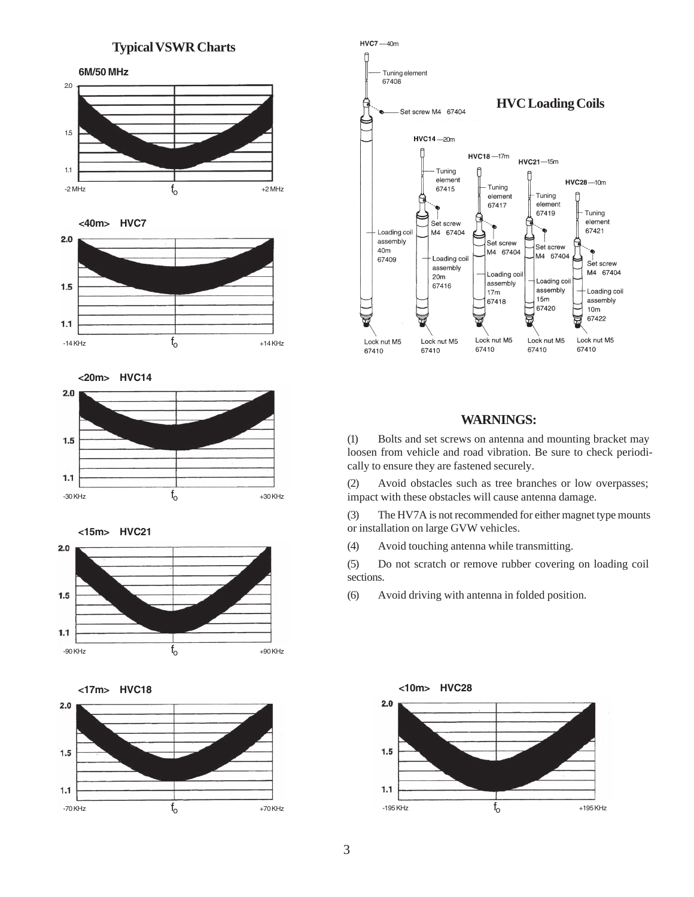## Typical VSWR Charts

**6M/50 MHz**

2.0
1.5
1.1
-2 MHz $f_o$ +2 MHz

**<40m> HVC7**

2.0
1.5
1.1
-14 KHz $f_o$ +14 KHz

**<20m> HVC14**

2.0
1.5
1.1
-30 KHz $f_o$ +30 KHz

**<15m> HVC21**

2.0
1.5
1.1
-90 KHz $f_o$ +90 KHz

**<17m> HVC18**

2.0
1.5
1.1
-70 KHz $f_o$ +70 KHz

## HVC Loading Coils

**HVC7**—40m
- Tuning element 67408
- Set screw M4 67404
- Loading coil assembly 40m 67409
- Lock nut M5 67410

**HVC14**—20m
- Tuning element 67415
- Set screw M4 67404
- Loading coil assembly 20m 67416
- Lock nut M5 67410

**HVC18**—17m
- Tuning element 67417
- Set screw M4 67404
- Loading coil assembly 17m 67418
- Lock nut M5 67410

**HVC21**—15m
- Tuning element 67419
- Set screw M4 67404
- Loading coil assembly 15m 67420
- Lock nut M5 67410

**HVC28**—10m
- Tuning element 67421
- Set screw M4 67404
- Loading coil assembly 10m 67422
- Lock nut M5 67410

## WARNINGS:

(1) Bolts and set screws on antenna and mounting bracket may loosen from vehicle and road vibration. Be sure to check periodically to ensure they are fastened securely.

(2) Avoid obstacles such as tree branches or low overpasses; impact with these obstacles will cause antenna damage.

(3) The HV7A is not recommended for either magnet type mounts or installation on large GVW vehicles.

(4) Avoid touching antenna while transmitting.

(5) Do not scratch or remove rubber covering on loading coil sections.

(6) Avoid driving with antenna in folded position.

**<10m> HVC28**

2.0
1.5
1.1
-195 KHz $f_o$ +195 KHz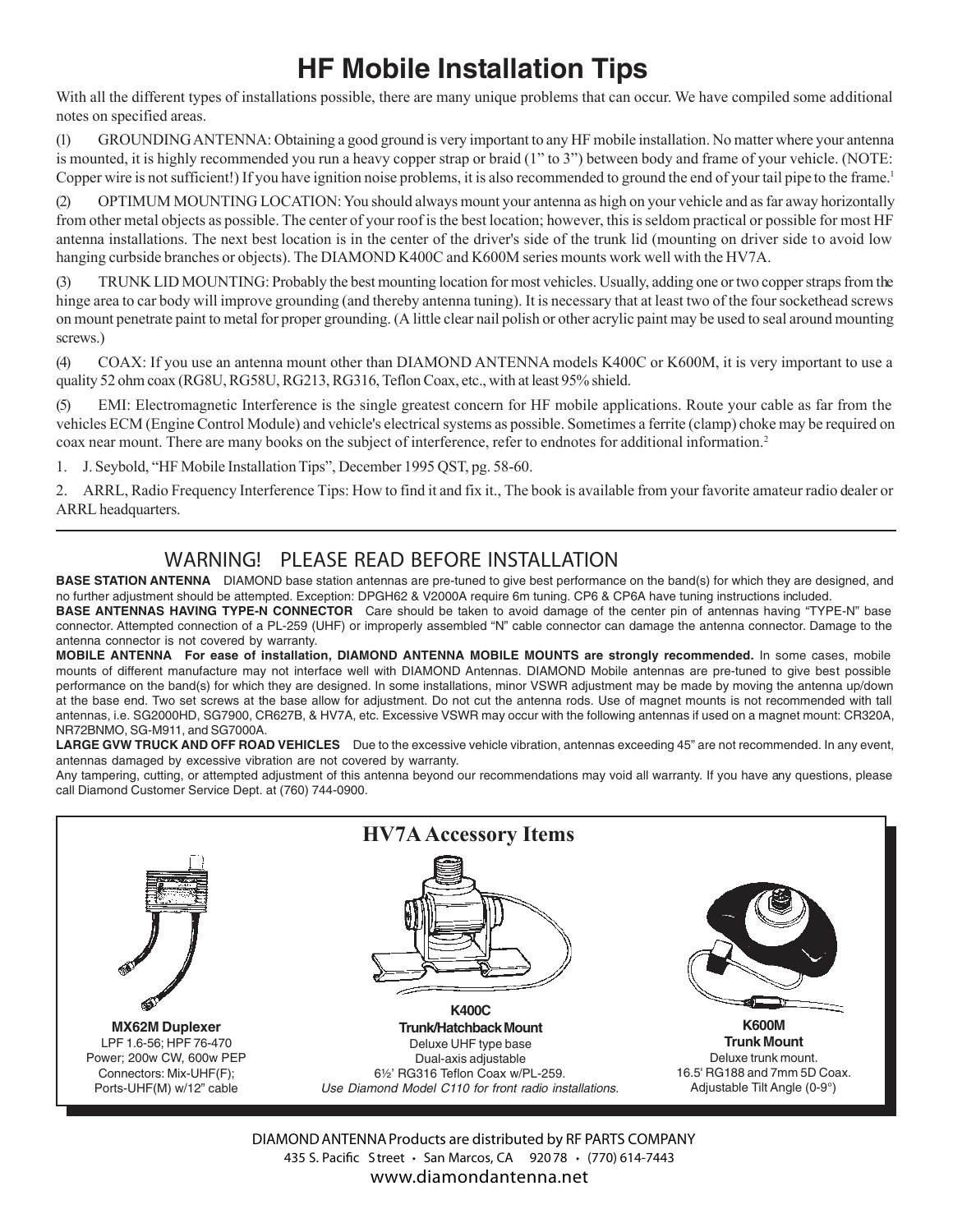# HF Mobile Installation Tips

With all the different types of installations possible, there are many unique problems that can occur. We have compiled some additional notes on specified areas.

(1) GROUNDING ANTENNA: Obtaining a good ground is very important to any HF mobile installation. No matter where your antenna is mounted, it is highly recommended you run a heavy copper strap or braid (1" to 3") between body and frame of your vehicle. (NOTE: Copper wire is not sufficient!) If you have ignition noise problems, it is also recommended to ground the end of your tail pipe to the frame.[1]

(2) OPTIMUM MOUNTING LOCATION: You should always mount your antenna as high on your vehicle and as far away horizontally from other metal objects as possible. The center of your roof is the best location; however, this is seldom practical or possible for most HF antenna installations. The next best location is in the center of the driver's side of the trunk lid (mounting on driver side to avoid low hanging curbside branches or objects). The DIAMOND K400C and K600M series mounts work well with the HV7A.

(3) TRUNK LID MOUNTING: Probably the best mounting location for most vehicles. Usually, adding one or two copper straps from the hinge area to car body will improve grounding (and thereby antenna tuning). It is necessary that at least two of the four sockethead screws on mount penetrate paint to metal for proper grounding. (A little clear nail polish or other acrylic paint may be used to seal around mounting screws.)

(4) COAX: If you use an antenna mount other than DIAMOND ANTENNA models K400C or K600M, it is very important to use a quality 52 ohm coax (RG8U, RG58U, RG213, RG316, Teflon Coax, etc., with at least 95% shield.

(5) EMI: Electromagnetic Interference is the single greatest concern for HF mobile applications. Route your cable as far from the vehicles ECM (Engine Control Module) and vehicle's electrical systems as possible. Sometimes a ferrite (clamp) choke may be required on coax near mount. There are many books on the subject of interference, refer to endnotes for additional information.[2]

1. J. Seybold, "HF Mobile Installation Tips", December 1995 QST, pg. 58-60.

2. ARRL, Radio Frequency Interference Tips: How to find it and fix it., The book is available from your favorite amateur radio dealer or ARRL headquarters.

---

## WARNING! PLEASE READ BEFORE INSTALLATION

**BASE STATION ANTENNA** DIAMOND base station antennas are pre-tuned to give best performance on the band(s) for which they are designed, and no further adjustment should be attempted. Exception: DPGH62 & V2000A require 6m tuning. CP6 & CP6A have tuning instructions included.

**BASE ANTENNAS HAVING TYPE-N CONNECTOR** Care should be taken to avoid damage of the center pin of antennas having "TYPE-N" base connector. Attempted connection of a PL-259 (UHF) or improperly assembled "N" cable connector can damage the antenna connector. Damage to the antenna connector is not covered by warranty.

**MOBILE ANTENNA For ease of installation, DIAMOND ANTENNA MOBILE MOUNTS are strongly recommended.** In some cases, mobile mounts of different manufacture may not interface well with DIAMOND Antennas. DIAMOND Mobile antennas are pre-tuned to give best possible performance on the band(s) for which they are designed. In some installations, minor VSWR adjustment may be made by moving the antenna up/down at the base end. Two set screws at the base allow for adjustment. Do not cut the antenna rods. Use of magnet mounts is not recommended with tall antennas, i.e. SG2000HD, SG7900, CR627B, & HV7A, etc. Excessive VSWR may occur with the following antennas if used on a magnet mount: CR320A, NR72BNMO, SG-M911, and SG7000A.

**LARGE GVW TRUCK AND OFF ROAD VEHICLES** Due to the excessive vehicle vibration, antennas exceeding 45" are not recommended. In any event, antennas damaged by excessive vibration are not covered by warranty.

Any tampering, cutting, or attempted adjustment of this antenna beyond our recommendations may void all warranty. If you have any questions, please call Diamond Customer Service Dept. at (760) 744-0900.

## HV7A Accessory Items

**MX62M Duplexer**
LPF 1.6-56; HPF 76-470
Power; 200w CW, 600w PEP
Connectors: Mix-UHF(F);
Ports-UHF(M) w/12" cable

**K400C**
**Trunk/Hatchback Mount**
Deluxe UHF type base
Dual-axis adjustable
6½' RG316 Teflon Coax w/PL-259.
*Use Diamond Model C110 for front radio installations.*

**K600M**
**Trunk Mount**
Deluxe trunk mount.
16.5' RG188 and 7mm 5D Coax.
Adjustable Tilt Angle (0-9°)

DIAMOND ANTENNA Products are distributed by RF PARTS COMPANY
435 S. Pacific Street • San Marcos, CA 92078 • (770) 614-7443
www.diamondantenna.net